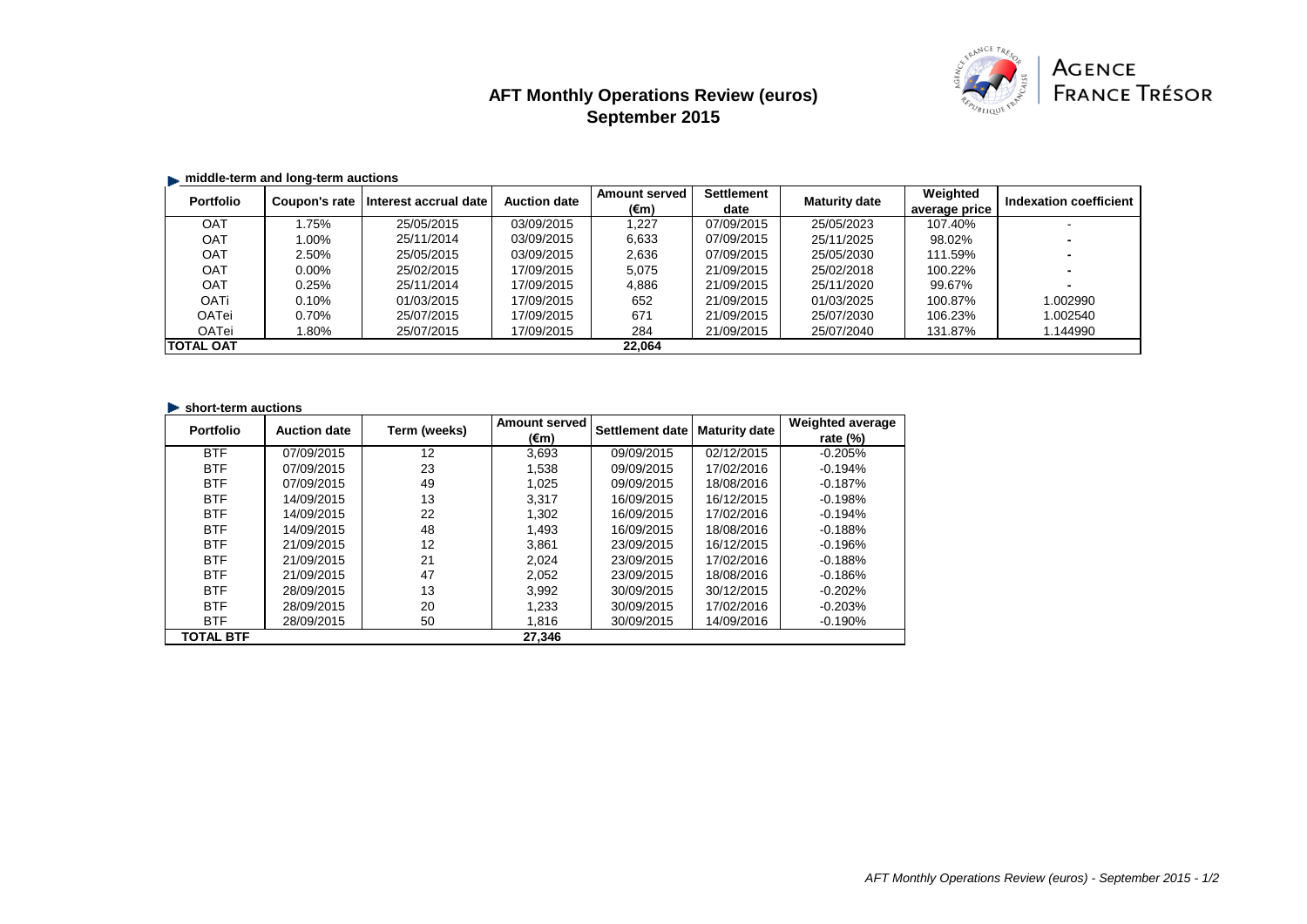# AFT Monthly Operations Review (euros)
## September 2015

AGENCE FRANCE TRÉSOR

### middle-term and long-term auctions

| Portfolio | Coupon's rate | Interest accrual date | Auction date | Amount served (€m) | Settlement date | Maturity date | Weighted average price | Indexation coefficient |
|---|---|---|---|---|---|---|---|---|
| OAT | 1.75% | 25/05/2015 | 03/09/2015 | 1,227 | 07/09/2015 | 25/05/2023 | 107.40% | - |
| OAT | 1.00% | 25/11/2014 | 03/09/2015 | 6,633 | 07/09/2015 | 25/11/2025 | 98.02% | - |
| OAT | 2.50% | 25/05/2015 | 03/09/2015 | 2,636 | 07/09/2015 | 25/05/2030 | 111.59% | - |
| OAT | 0.00% | 25/02/2015 | 17/09/2015 | 5,075 | 21/09/2015 | 25/02/2018 | 100.22% | - |
| OAT | 0.25% | 25/11/2014 | 17/09/2015 | 4,886 | 21/09/2015 | 25/11/2020 | 99.67% | - |
| OATi | 0.10% | 01/03/2015 | 17/09/2015 | 652 | 21/09/2015 | 01/03/2025 | 100.87% | 1.002990 |
| OATei | 0.70% | 25/07/2015 | 17/09/2015 | 671 | 21/09/2015 | 25/07/2030 | 106.23% | 1.002540 |
| OATei | 1.80% | 25/07/2015 | 17/09/2015 | 284 | 21/09/2015 | 25/07/2040 | 131.87% | 1.144990 |
| **TOTAL OAT** | | | | **22,064** | | | | |

### short-term auctions

| Portfolio | Auction date | Term (weeks) | Amount served (€m) | Settlement date | Maturity date | Weighted average rate (%) |
|---|---|---|---|---|---|---|
| BTF | 07/09/2015 | 12 | 3,693 | 09/09/2015 | 02/12/2015 | -0.205% |
| BTF | 07/09/2015 | 23 | 1,538 | 09/09/2015 | 17/02/2016 | -0.194% |
| BTF | 07/09/2015 | 49 | 1,025 | 09/09/2015 | 18/08/2016 | -0.187% |
| BTF | 14/09/2015 | 13 | 3,317 | 16/09/2015 | 16/12/2015 | -0.198% |
| BTF | 14/09/2015 | 22 | 1,302 | 16/09/2015 | 17/02/2016 | -0.194% |
| BTF | 14/09/2015 | 48 | 1,493 | 16/09/2015 | 18/08/2016 | -0.188% |
| BTF | 21/09/2015 | 12 | 3,861 | 23/09/2015 | 16/12/2015 | -0.196% |
| BTF | 21/09/2015 | 21 | 2,024 | 23/09/2015 | 17/02/2016 | -0.188% |
| BTF | 21/09/2015 | 47 | 2,052 | 23/09/2015 | 18/08/2016 | -0.186% |
| BTF | 28/09/2015 | 13 | 3,992 | 30/09/2015 | 30/12/2015 | -0.202% |
| BTF | 28/09/2015 | 20 | 1,233 | 30/09/2015 | 17/02/2016 | -0.203% |
| BTF | 28/09/2015 | 50 | 1,816 | 30/09/2015 | 14/09/2016 | -0.190% |
| **TOTAL BTF** | | | **27,346** | | | |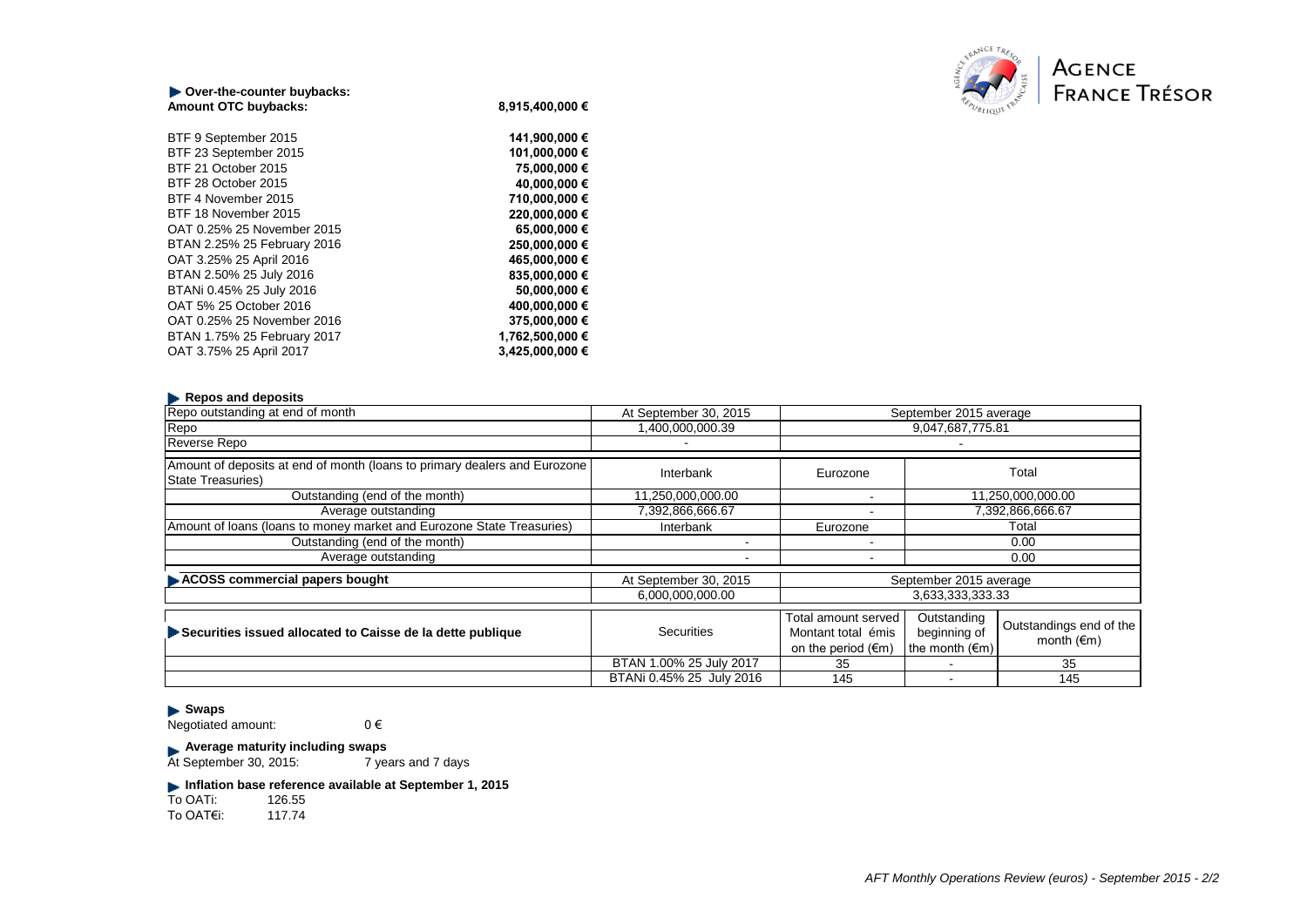### Over-the-counter buybacks:

| | |
|---|---|
| **Amount OTC buybacks:** | **8,915,400,000 €** |
| BTF 9 September 2015 | **141,900,000 €** |
| BTF 23 September 2015 | **101,000,000 €** |
| BTF 21 October 2015 | **75,000,000 €** |
| BTF 28 October 2015 | **40,000,000 €** |
| BTF 4 November 2015 | **710,000,000 €** |
| BTF 18 November 2015 | **220,000,000 €** |
| OAT 0.25% 25 November 2015 | **65,000,000 €** |
| BTAN 2.25% 25 February 2016 | **250,000,000 €** |
| OAT 3.25% 25 April 2016 | **465,000,000 €** |
| BTAN 2.50% 25 July 2016 | **835,000,000 €** |
| BTANi 0.45% 25 July 2016 | **50,000,000 €** |
| OAT 5% 25 October 2016 | **400,000,000 €** |
| OAT 0.25% 25 November 2016 | **375,000,000 €** |
| BTAN 1.75% 25 February 2017 | **1,762,500,000 €** |
| OAT 3.75% 25 April 2017 | **3,425,000,000 €** |

### Repos and deposits

| Repo outstanding at end of month | At September 30, 2015 | September 2015 average | | |
|---|---|---|---|---|
| Repo | 1,400,000,000.39 | 9,047,687,775.81 | | |
| Reverse Repo | - | - | | |
| Amount of deposits at end of month (loans to primary dealers and Eurozone State Treasuries) | Interbank | Eurozone | Total | |
| Outstanding (end of the month) | 11,250,000,000.00 | - | 11,250,000,000.00 | |
| Average outstanding | 7,392,866,666.67 | - | 7,392,866,666.67 | |
| Amount of loans (loans to money market and Eurozone State Treasuries) | Interbank | Eurozone | Total | |
| Outstanding (end of the month) | - | - | 0.00 | |
| Average outstanding | - | - | 0.00 | |
| **ACOSS commercial papers bought** | At September 30, 2015 | September 2015 average | | |
| | 6,000,000,000.00 | 3,633,333,333.33 | | |
| **Securities issued allocated to Caisse de la dette publique** | Securities | Total amount served Montant total émis on the period (€m) | Outstanding beginning of the month (€m) | Outstandings end of the month (€m) |
| | BTAN 1.00% 25 July 2017 | 35 | - | 35 |
| | BTANi 0.45% 25 July 2016 | 145 | - | 145 |

### Swaps

Negotiated amount: 0 €

### Average maturity including swaps

At September 30, 2015: 7 years and 7 days

### Inflation base reference available at September 1, 2015

To OATi: 126.55

To OAT€i: 117.74